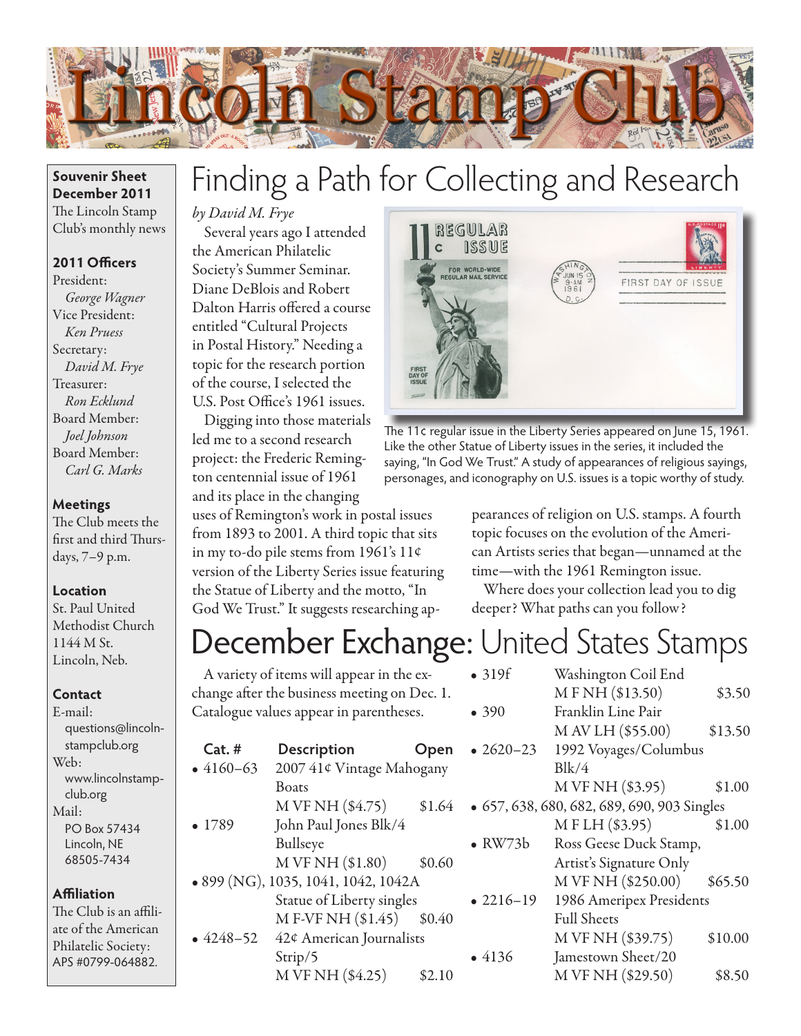# Lincoln Stamp Club

**Souvenir Sheet December 2011**
The Lincoln Stamp Club's monthly news

**2011 Officers**
President:
*George Wagner*
Vice President:
*Ken Pruess*
Secretary:
*David M. Frye*
Treasurer:
*Ron Ecklund*
Board Member:
*Joel Johnson*
Board Member:
*Carl G. Marks*

**Meetings**
The Club meets the first and third Thursdays, 7–9 p.m.

**Location**
St. Paul United Methodist Church
1144 M St.
Lincoln, Neb.

**Contact**
E-mail:
questions@lincolnstampclub.org
Web:
www.lincolnstampclub.org
Mail:
PO Box 57434
Lincoln, NE
68505-7434

**Affiliation**
The Club is an affiliate of the American Philatelic Society: APS #0799-064882.

## Finding a Path for Collecting and Research

*by David M. Frye*

Several years ago I attended the American Philatelic Society's Summer Seminar. Diane DeBlois and Robert Dalton Harris offered a course entitled "Cultural Projects in Postal History." Needing a topic for the research portion of the course, I selected the U.S. Post Office's 1961 issues.

Digging into those materials led me to a second research project: the Frederic Remington centennial issue of 1961 and its place in the changing uses of Remington's work in postal issues from 1893 to 2001. A third topic that sits in my to-do pile stems from 1961's 11¢ version of the Liberty Series issue featuring the Statue of Liberty and the motto, "In God We Trust." It suggests researching appearances of religion on U.S. stamps. A fourth topic focuses on the evolution of the American Artists series that began—unnamed at the time—with the 1961 Remington issue.

Where does your collection lead you to dig deeper? What paths can you follow?

The 11¢ regular issue in the Liberty Series appeared on June 15, 1961. Like the other Statue of Liberty issues in the series, it included the saying, "In God We Trust." A study of appearances of religious sayings, personages, and iconography on U.S. issues is a topic worthy of study.

## December Exchange: United States Stamps

A variety of items will appear in the exchange after the business meeting on Dec. 1. Catalogue values appear in parentheses.

| Cat. # | Description | Open |
|---|---|---|
| • 4160–63 | 2007 41¢ Vintage Mahogany Boats M VF NH ($4.75) | $1.64 |
| • 1789 | John Paul Jones Blk/4 Bullseye M VF NH ($1.80) | $0.60 |
| • 899 (NG), 1035, 1041, 1042, 1042A | Statue of Liberty singles M F-VF NH ($1.45) | $0.40 |
| • 4248–52 | 42¢ American Journalists Strip/5 M VF NH ($4.25) | $2.10 |
| • 319f | Washington Coil End M F NH ($13.50) | $3.50 |
| • 390 | Franklin Line Pair M AV LH ($55.00) | $13.50 |
| • 2620–23 | 1992 Voyages/Columbus Blk/4 M VF NH ($3.95) | $1.00 |
| • 657, 638, 680, 682, 689, 690, 903 Singles | M F LH ($3.95) | $1.00 |
| • RW73b | Ross Geese Duck Stamp, Artist's Signature Only M VF NH ($250.00) | $65.50 |
| • 2216–19 | 1986 Ameripex Presidents Full Sheets M VF NH ($39.75) | $10.00 |
| • 4136 | Jamestown Sheet/20 M VF NH ($29.50) | $8.50 |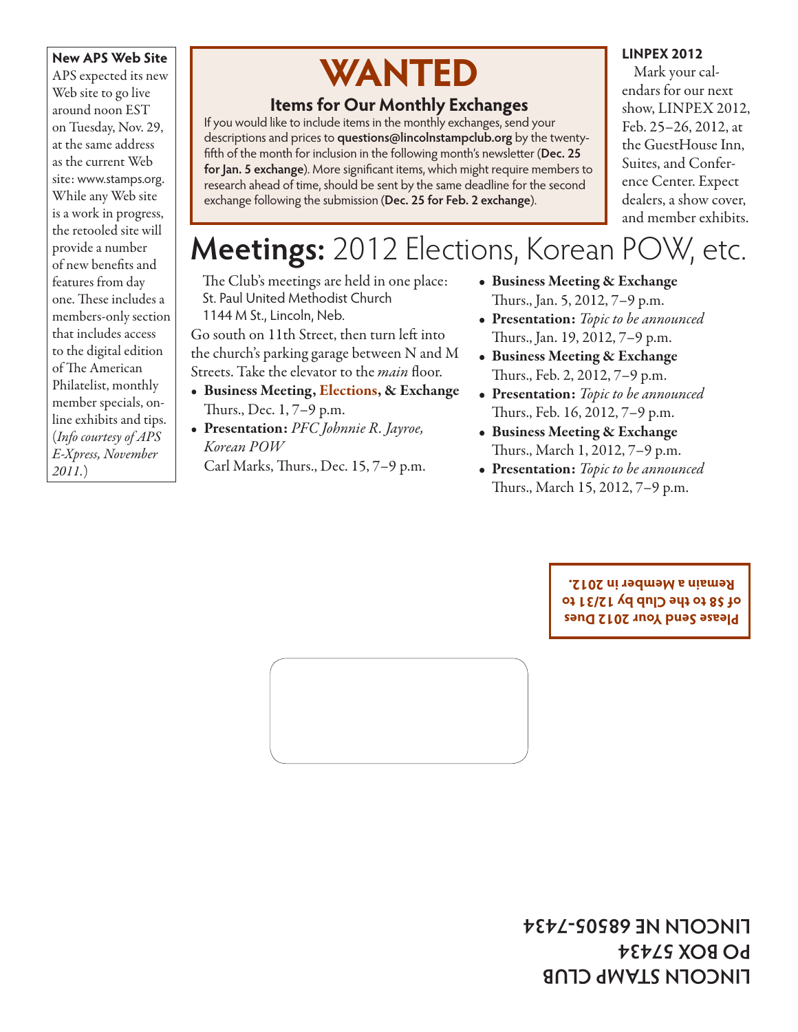**New APS Web Site**

APS expected its new Web site to go live around noon EST on Tuesday, Nov. 29, at the same address as the current Web site: www.stamps.org. While any Web site is a work in progress, the retooled site will provide a number of new benefits and features from day one. These includes a members-only section that includes access to the digital edition of The American Philatelist, monthly member specials, online exhibits and tips. (*Info courtesy of APS E-Xpress, November 2011.*)

# WANTED

## Items for Our Monthly Exchanges

If you would like to include items in the monthly exchanges, send your descriptions and prices to **questions@lincolnstampclub.org** by the twenty-fifth of the month for inclusion in the following month's newsletter (**Dec. 25 for Jan. 5 exchange**). More significant items, which might require members to research ahead of time, should be sent by the same deadline for the second exchange following the submission (**Dec. 25 for Feb. 2 exchange**).

**LINPEX 2012**

Mark your calendars for our next show, LINPEX 2012, Feb. 25–26, 2012, at the GuestHouse Inn, Suites, and Conference Center. Expect dealers, a show cover, and member exhibits.

# Meetings: 2012 Elections, Korean POW, etc.

The Club's meetings are held in one place:
St. Paul United Methodist Church
1144 M St., Lincoln, Neb.

Go south on 11th Street, then turn left into the church's parking garage between N and M Streets. Take the elevator to the *main* floor.

- **Business Meeting, Elections, & Exchange**
  Thurs., Dec. 1, 7–9 p.m.
- **Presentation:** *PFC Johnnie R. Jayroe, Korean POW*
  Carl Marks, Thurs., Dec. 15, 7–9 p.m.
- **Business Meeting & Exchange**
  Thurs., Jan. 5, 2012, 7–9 p.m.
- **Presentation:** *Topic to be announced*
  Thurs., Jan. 19, 2012, 7–9 p.m.
- **Business Meeting & Exchange**
  Thurs., Feb. 2, 2012, 7–9 p.m.
- **Presentation:** *Topic to be announced*
  Thurs., Feb. 16, 2012, 7–9 p.m.
- **Business Meeting & Exchange**
  Thurs., March 1, 2012, 7–9 p.m.
- **Presentation:** *Topic to be announced*
  Thurs., March 15, 2012, 7–9 p.m.

**Please Send Your 2012 Dues of $8 to the Club by 12/31 to Remain a Member in 2012.**

**LINCOLN STAMP CLUB**
**PO BOX 57434**
**LINCOLN NE 68505-7434**